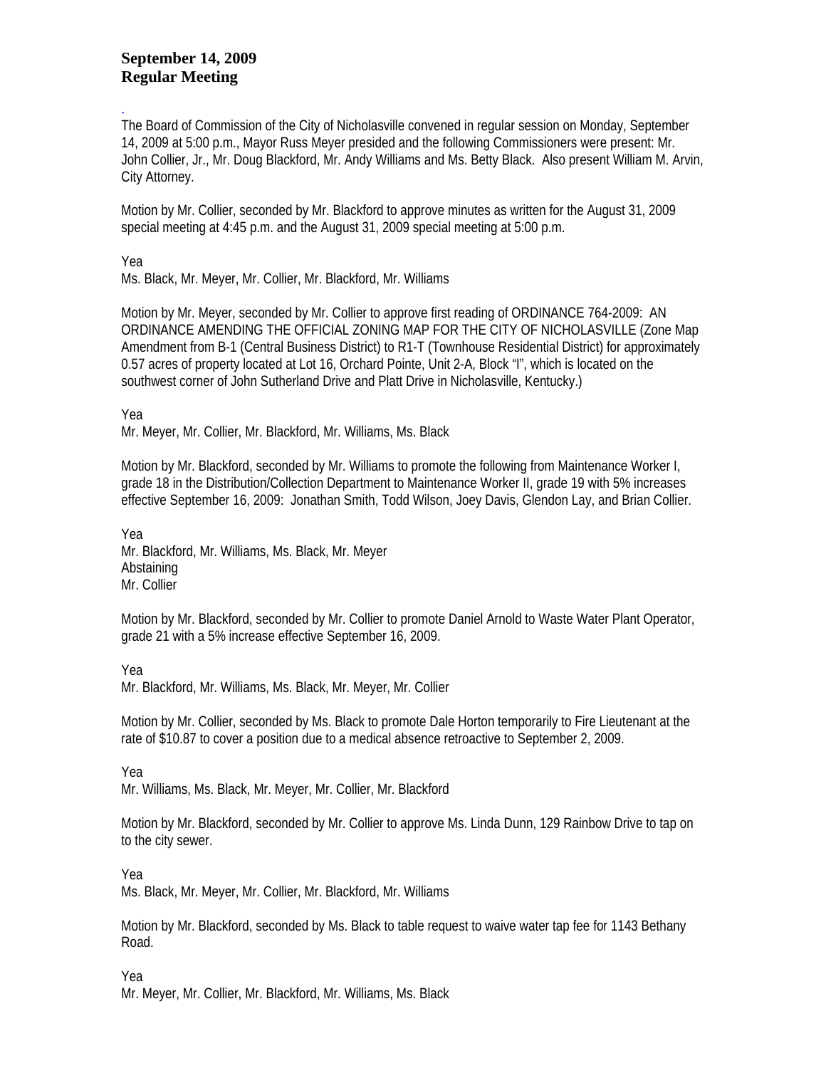**September 14, 2009**
**Regular Meeting**

.
The Board of Commission of the City of Nicholasville convened in regular session on Monday, September 14, 2009 at 5:00 p.m., Mayor Russ Meyer presided and the following Commissioners were present: Mr. John Collier, Jr., Mr. Doug Blackford, Mr. Andy Williams and Ms. Betty Black. Also present William M. Arvin, City Attorney.

Motion by Mr. Collier, seconded by Mr. Blackford to approve minutes as written for the August 31, 2009 special meeting at 4:45 p.m. and the August 31, 2009 special meeting at 5:00 p.m.

Yea
Ms. Black, Mr. Meyer, Mr. Collier, Mr. Blackford, Mr. Williams

Motion by Mr. Meyer, seconded by Mr. Collier to approve first reading of ORDINANCE 764-2009: AN ORDINANCE AMENDING THE OFFICIAL ZONING MAP FOR THE CITY OF NICHOLASVILLE (Zone Map Amendment from B-1 (Central Business District) to R1-T (Townhouse Residential District) for approximately 0.57 acres of property located at Lot 16, Orchard Pointe, Unit 2-A, Block "I", which is located on the southwest corner of John Sutherland Drive and Platt Drive in Nicholasville, Kentucky.)

Yea
Mr. Meyer, Mr. Collier, Mr. Blackford, Mr. Williams, Ms. Black

Motion by Mr. Blackford, seconded by Mr. Williams to promote the following from Maintenance Worker I, grade 18 in the Distribution/Collection Department to Maintenance Worker II, grade 19 with 5% increases effective September 16, 2009: Jonathan Smith, Todd Wilson, Joey Davis, Glendon Lay, and Brian Collier.

Yea
Mr. Blackford, Mr. Williams, Ms. Black, Mr. Meyer
Abstaining
Mr. Collier

Motion by Mr. Blackford, seconded by Mr. Collier to promote Daniel Arnold to Waste Water Plant Operator, grade 21 with a 5% increase effective September 16, 2009.

Yea
Mr. Blackford, Mr. Williams, Ms. Black, Mr. Meyer, Mr. Collier

Motion by Mr. Collier, seconded by Ms. Black to promote Dale Horton temporarily to Fire Lieutenant at the rate of $10.87 to cover a position due to a medical absence retroactive to September 2, 2009.

Yea
Mr. Williams, Ms. Black, Mr. Meyer, Mr. Collier, Mr. Blackford

Motion by Mr. Blackford, seconded by Mr. Collier to approve Ms. Linda Dunn, 129 Rainbow Drive to tap on to the city sewer.

Yea
Ms. Black, Mr. Meyer, Mr. Collier, Mr. Blackford, Mr. Williams

Motion by Mr. Blackford, seconded by Ms. Black to table request to waive water tap fee for 1143 Bethany Road.

Yea
Mr. Meyer, Mr. Collier, Mr. Blackford, Mr. Williams, Ms. Black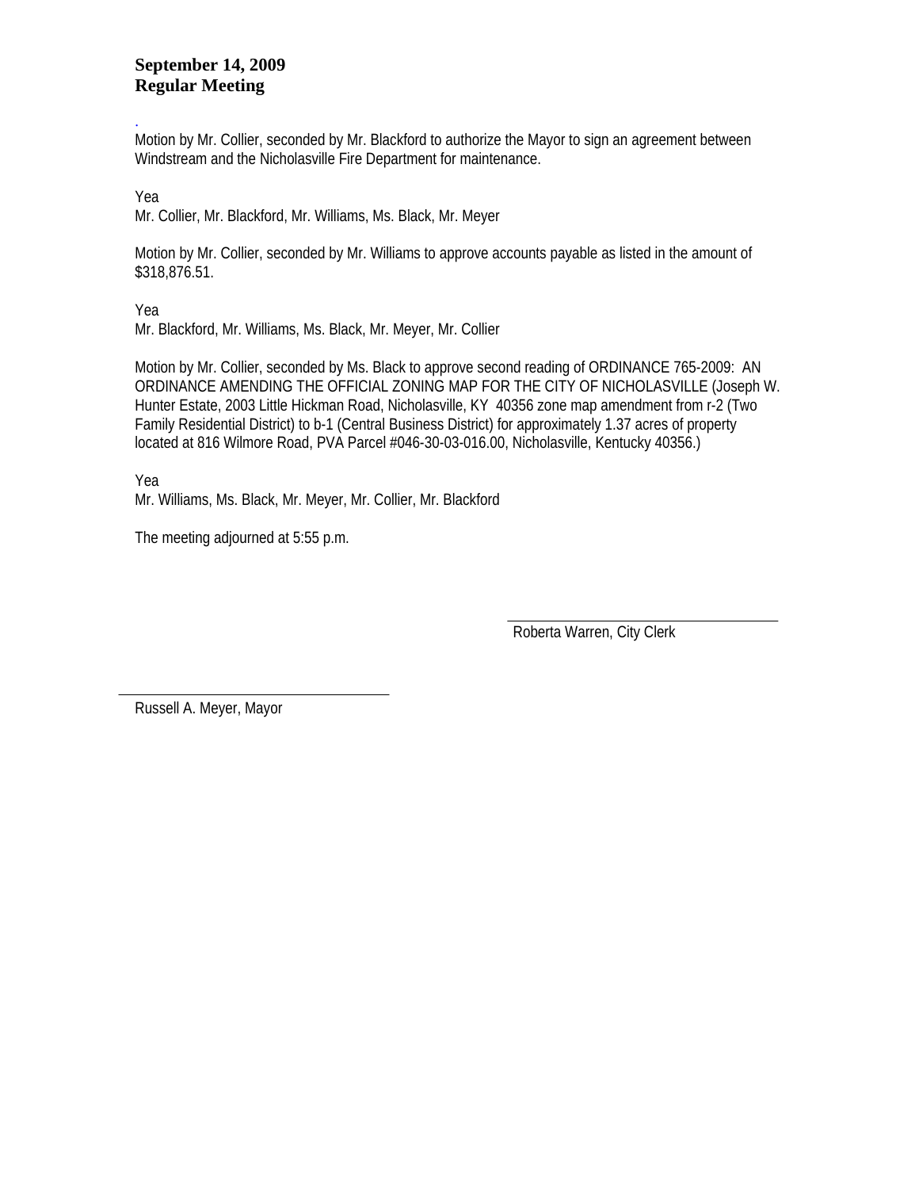**September 14, 2009**
**Regular Meeting**

.

Motion by Mr. Collier, seconded by Mr. Blackford to authorize the Mayor to sign an agreement between Windstream and the Nicholasville Fire Department for maintenance.

Yea
Mr. Collier, Mr. Blackford, Mr. Williams, Ms. Black, Mr. Meyer

Motion by Mr. Collier, seconded by Mr. Williams to approve accounts payable as listed in the amount of $318,876.51.

Yea
Mr. Blackford, Mr. Williams, Ms. Black, Mr. Meyer, Mr. Collier

Motion by Mr. Collier, seconded by Ms. Black to approve second reading of ORDINANCE 765-2009: AN ORDINANCE AMENDING THE OFFICIAL ZONING MAP FOR THE CITY OF NICHOLASVILLE (Joseph W. Hunter Estate, 2003 Little Hickman Road, Nicholasville, KY 40356 zone map amendment from r-2 (Two Family Residential District) to b-1 (Central Business District) for approximately 1.37 acres of property located at 816 Wilmore Road, PVA Parcel #046-30-03-016.00, Nicholasville, Kentucky 40356.)

Yea
Mr. Williams, Ms. Black, Mr. Meyer, Mr. Collier, Mr. Blackford

The meeting adjourned at 5:55 p.m.

\_\_\_\_\_\_\_\_\_\_\_\_\_\_\_\_\_\_\_\_\_\_\_\_\_\_\_\_\_\_\_\_\_\_
Roberta Warren, City Clerk

\_\_\_\_\_\_\_\_\_\_\_\_\_\_\_\_\_\_\_\_\_\_\_\_\_\_\_\_\_\_\_\_\_\_
Russell A. Meyer, Mayor